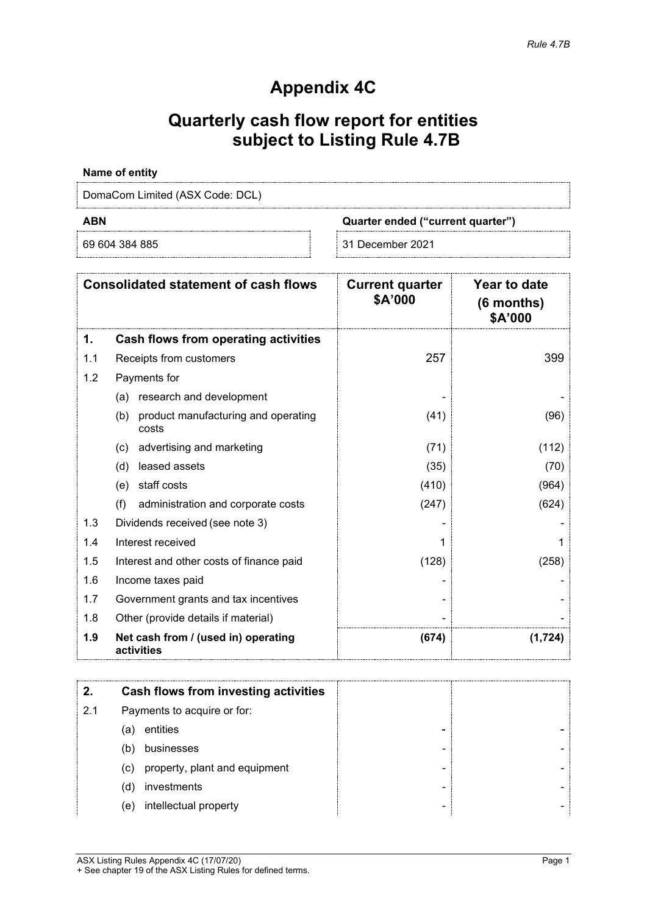*Rule 4.7B*

# Appendix 4C

## Quarterly cash flow report for entities subject to Listing Rule 4.7B

**Name of entity**

DomaCom Limited (ASX Code: DCL)

| ABN | Quarter ended ("current quarter") |
|---|---|
| 69 604 384 885 | 31 December 2021 |

| | Consolidated statement of cash flows | Current quarter $A'000 | Year to date (6 months) $A'000 |
|---|---|---|---|
| **1.** | **Cash flows from operating activities** | | |
| 1.1 | Receipts from customers | 257 | 399 |
| 1.2 | Payments for | | |
| | (a) research and development | - | - |
| | (b) product manufacturing and operating costs | (41) | (96) |
| | (c) advertising and marketing | (71) | (112) |
| | (d) leased assets | (35) | (70) |
| | (e) staff costs | (410) | (964) |
| | (f) administration and corporate costs | (247) | (624) |
| 1.3 | Dividends received (see note 3) | - | - |
| 1.4 | Interest received | 1 | 1 |
| 1.5 | Interest and other costs of finance paid | (128) | (258) |
| 1.6 | Income taxes paid | - | - |
| 1.7 | Government grants and tax incentives | - | - |
| 1.8 | Other (provide details if material) | - | - |
| **1.9** | **Net cash from / (used in) operating activities** | **(674)** | **(1,724)** |

| | | | |
|---|---|---|---|
| **2.** | **Cash flows from investing activities** | | |
| 2.1 | Payments to acquire or for: | | |
| | (a) entities | - | - |
| | (b) businesses | - | - |
| | (c) property, plant and equipment | - | - |
| | (d) investments | - | - |
| | (e) intellectual property | - | - |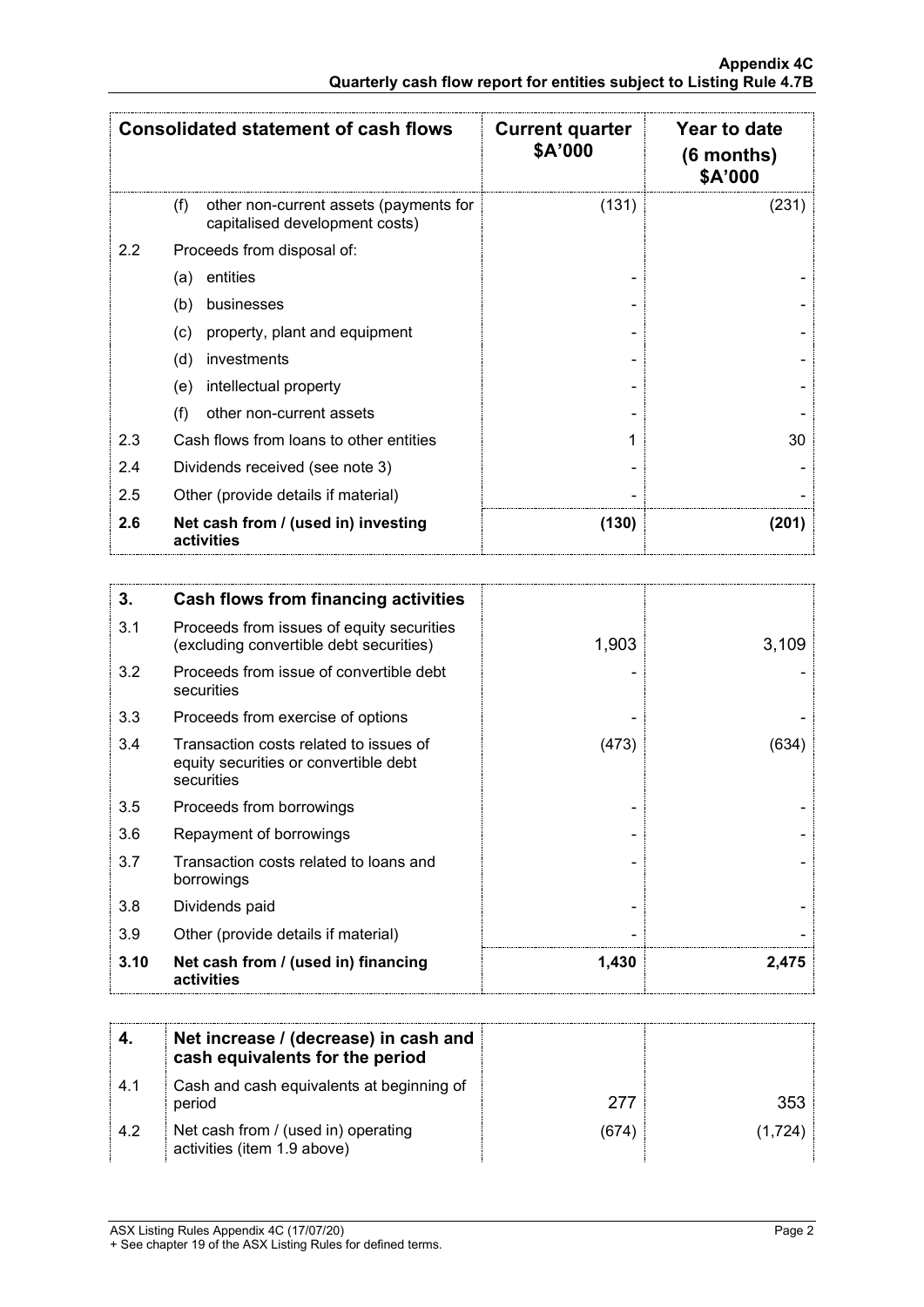| Consolidated statement of cash flows | | Current quarter $A'000 | Year to date (6 months) $A'000 |
|---|---|---|---|
| | (f) other non-current assets (payments for capitalised development costs) | (131) | (231) |
| 2.2 | Proceeds from disposal of: | | |
| | (a) entities | - | - |
| | (b) businesses | - | - |
| | (c) property, plant and equipment | - | - |
| | (d) investments | - | - |
| | (e) intellectual property | - | - |
| | (f) other non-current assets | - | - |
| 2.3 | Cash flows from loans to other entities | 1 | 30 |
| 2.4 | Dividends received (see note 3) | - | - |
| 2.5 | Other (provide details if material) | - | - |
| **2.6** | **Net cash from / (used in) investing activities** | **(130)** | **(201)** |

| **3.** | **Cash flows from financing activities** | | |
|---|---|---|---|
| 3.1 | Proceeds from issues of equity securities (excluding convertible debt securities) | 1,903 | 3,109 |
| 3.2 | Proceeds from issue of convertible debt securities | - | - |
| 3.3 | Proceeds from exercise of options | - | - |
| 3.4 | Transaction costs related to issues of equity securities or convertible debt securities | (473) | (634) |
| 3.5 | Proceeds from borrowings | - | - |
| 3.6 | Repayment of borrowings | - | - |
| 3.7 | Transaction costs related to loans and borrowings | - | - |
| 3.8 | Dividends paid | - | - |
| 3.9 | Other (provide details if material) | - | - |
| **3.10** | **Net cash from / (used in) financing activities** | **1,430** | **2,475** |

| **4.** | **Net increase / (decrease) in cash and cash equivalents for the period** | | |
|---|---|---|---|
| 4.1 | Cash and cash equivalents at beginning of period | 277 | 353 |
| 4.2 | Net cash from / (used in) operating activities (item 1.9 above) | (674) | (1,724) |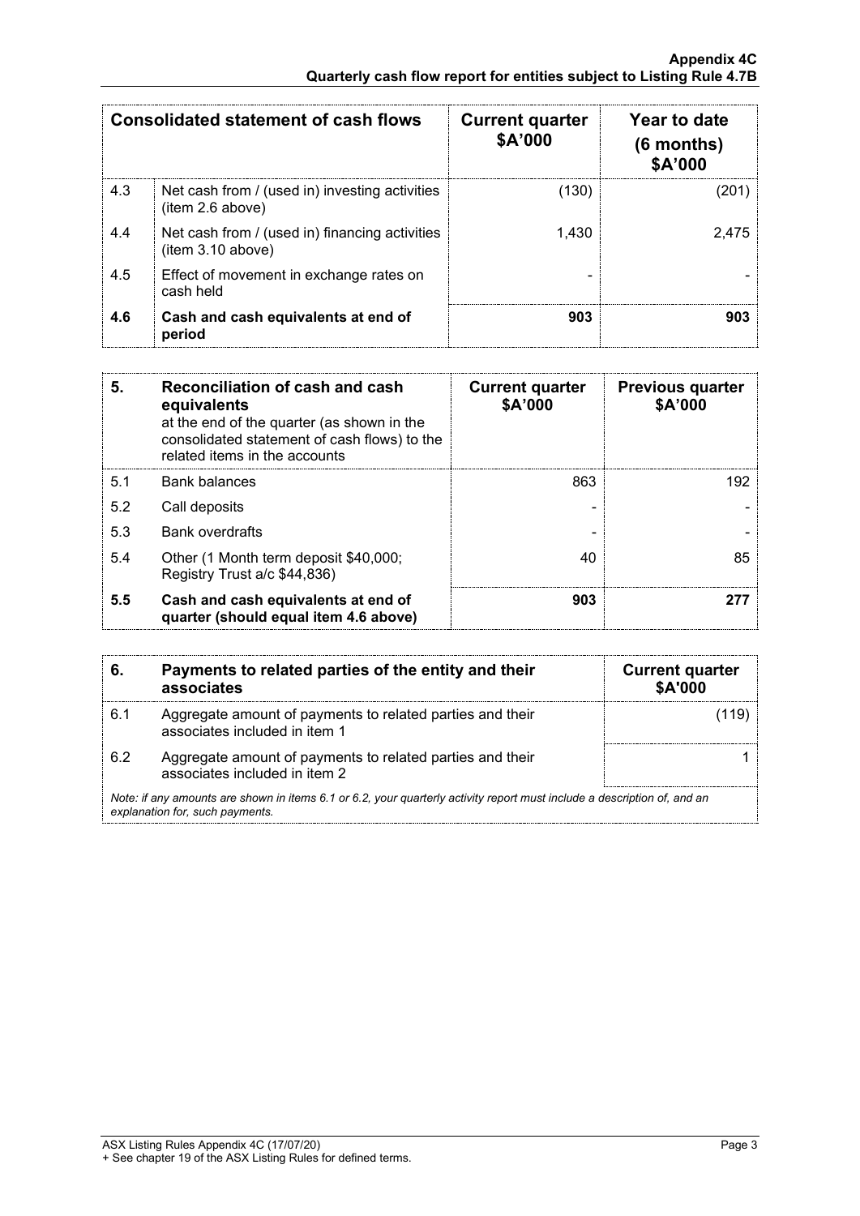| | Consolidated statement of cash flows | Current quarter $A'000 | Year to date (6 months) $A'000 |
|---|---|---|---|
| 4.3 | Net cash from / (used in) investing activities (item 2.6 above) | (130) | (201) |
| 4.4 | Net cash from / (used in) financing activities (item 3.10 above) | 1,430 | 2,475 |
| 4.5 | Effect of movement in exchange rates on cash held | - | - |
| **4.6** | **Cash and cash equivalents at end of period** | **903** | **903** |

| **5.** | **Reconciliation of cash and cash equivalents** at the end of the quarter (as shown in the consolidated statement of cash flows) to the related items in the accounts | **Current quarter $A'000** | **Previous quarter $A'000** |
|---|---|---|---|
| 5.1 | Bank balances | 863 | 192 |
| 5.2 | Call deposits | - | - |
| 5.3 | Bank overdrafts | - | - |
| 5.4 | Other (1 Month term deposit $40,000; Registry Trust a/c $44,836) | 40 | 85 |
| **5.5** | **Cash and cash equivalents at end of quarter (should equal item 4.6 above)** | **903** | **277** |

| **6.** | **Payments to related parties of the entity and their associates** | **Current quarter $A'000** |
|---|---|---|
| 6.1 | Aggregate amount of payments to related parties and their associates included in item 1 | (119) |
| 6.2 | Aggregate amount of payments to related parties and their associates included in item 2 | 1 |

*Note: if any amounts are shown in items 6.1 or 6.2, your quarterly activity report must include a description of, and an explanation for, such payments.*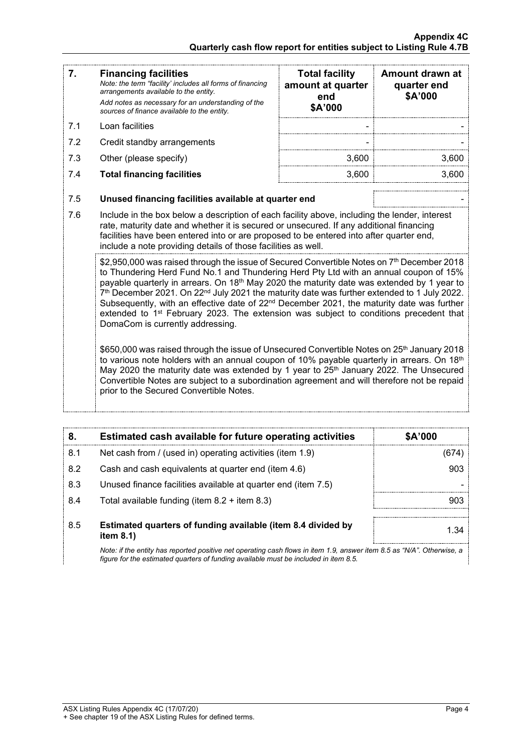| 7. | **Financing facilities** *Note: the term "facility' includes all forms of financing arrangements available to the entity.* *Add notes as necessary for an understanding of the sources of finance available to the entity.* | **Total facility amount at quarter end \$A'000** | **Amount drawn at quarter end \$A'000** |
|---|---|---|---|
| 7.1 | Loan facilities | - | - |
| 7.2 | Credit standby arrangements | - | - |
| 7.3 | Other (please specify) | 3,600 | 3,600 |
| 7.4 | **Total financing facilities** | 3,600 | 3,600 |

| | | |
|---|---|---|
| 7.5 | **Unused financing facilities available at quarter end** | - |

7.6 Include in the box below a description of each facility above, including the lender, interest rate, maturity date and whether it is secured or unsecured. If any additional financing facilities have been entered into or are proposed to be entered into after quarter end, include a note providing details of those facilities as well.

\$2,950,000 was raised through the issue of Secured Convertible Notes on 7th December 2018 to Thundering Herd Fund No.1 and Thundering Herd Pty Ltd with an annual coupon of 15% payable quarterly in arrears. On 18th May 2020 the maturity date was extended by 1 year to 7th December 2021. On 22nd July 2021 the maturity date was further extended to 1 July 2022. Subsequently, with an effective date of 22nd December 2021, the maturity date was further extended to 1st February 2023. The extension was subject to conditions precedent that DomaCom is currently addressing.

\$650,000 was raised through the issue of Unsecured Convertible Notes on 25th January 2018 to various note holders with an annual coupon of 10% payable quarterly in arrears. On 18th May 2020 the maturity date was extended by 1 year to 25th January 2022. The Unsecured Convertible Notes are subject to a subordination agreement and will therefore not be repaid prior to the Secured Convertible Notes.

| 8. | **Estimated cash available for future operating activities** | **\$A'000** |
|---|---|---|
| 8.1 | Net cash from / (used in) operating activities (item 1.9) | (674) |
| 8.2 | Cash and cash equivalents at quarter end (item 4.6) | 903 |
| 8.3 | Unused finance facilities available at quarter end (item 7.5) | - |
| 8.4 | Total available funding (item 8.2 + item 8.3) | 903 |
| 8.5 | **Estimated quarters of funding available (item 8.4 divided by item 8.1)** | 1.34 |

*Note: if the entity has reported positive net operating cash flows in item 1.9, answer item 8.5 as "N/A". Otherwise, a figure for the estimated quarters of funding available must be included in item 8.5.*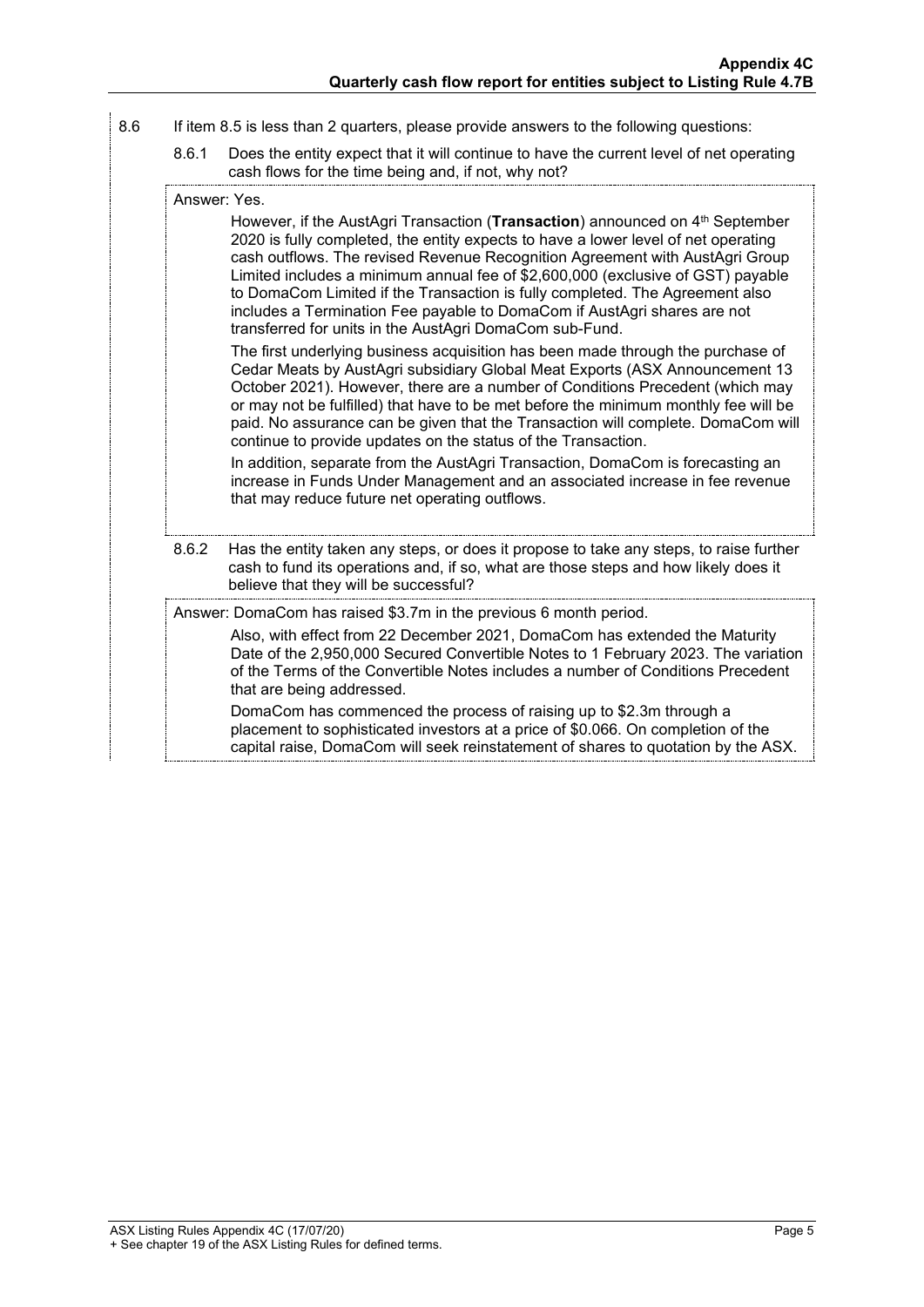8.6 If item 8.5 is less than 2 quarters, please provide answers to the following questions:

8.6.1 Does the entity expect that it will continue to have the current level of net operating cash flows for the time being and, if not, why not?

Answer: Yes.

However, if the AustAgri Transaction (**Transaction**) announced on 4th September 2020 is fully completed, the entity expects to have a lower level of net operating cash outflows. The revised Revenue Recognition Agreement with AustAgri Group Limited includes a minimum annual fee of $2,600,000 (exclusive of GST) payable to DomaCom Limited if the Transaction is fully completed. The Agreement also includes a Termination Fee payable to DomaCom if AustAgri shares are not transferred for units in the AustAgri DomaCom sub-Fund.

The first underlying business acquisition has been made through the purchase of Cedar Meats by AustAgri subsidiary Global Meat Exports (ASX Announcement 13 October 2021). However, there are a number of Conditions Precedent (which may or may not be fulfilled) that have to be met before the minimum monthly fee will be paid. No assurance can be given that the Transaction will complete. DomaCom will continue to provide updates on the status of the Transaction.

In addition, separate from the AustAgri Transaction, DomaCom is forecasting an increase in Funds Under Management and an associated increase in fee revenue that may reduce future net operating outflows.

8.6.2 Has the entity taken any steps, or does it propose to take any steps, to raise further cash to fund its operations and, if so, what are those steps and how likely does it believe that they will be successful?

Answer: DomaCom has raised $3.7m in the previous 6 month period.

Also, with effect from 22 December 2021, DomaCom has extended the Maturity Date of the 2,950,000 Secured Convertible Notes to 1 February 2023. The variation of the Terms of the Convertible Notes includes a number of Conditions Precedent that are being addressed.

DomaCom has commenced the process of raising up to $2.3m through a placement to sophisticated investors at a price of $0.066. On completion of the capital raise, DomaCom will seek reinstatement of shares to quotation by the ASX.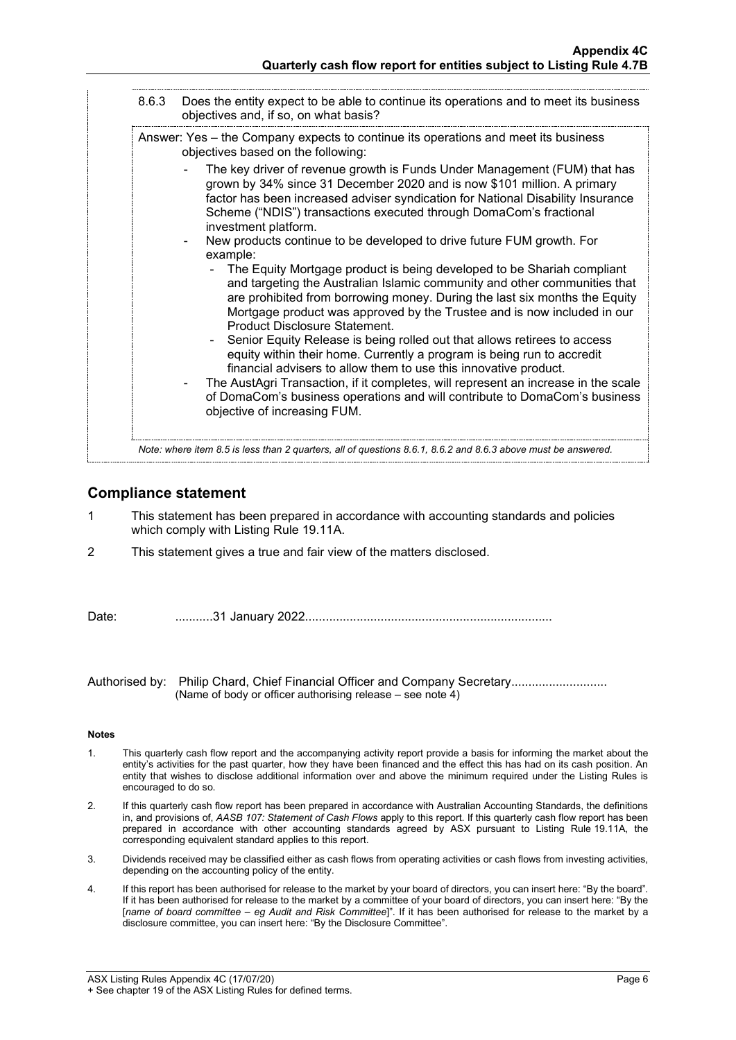8.6.3 Does the entity expect to be able to continue its operations and to meet its business objectives and, if so, on what basis?

Answer: Yes – the Company expects to continue its operations and meet its business objectives based on the following:

- The key driver of revenue growth is Funds Under Management (FUM) that has grown by 34% since 31 December 2020 and is now $101 million. A primary factor has been increased adviser syndication for National Disability Insurance Scheme ("NDIS") transactions executed through DomaCom's fractional investment platform.
- New products continue to be developed to drive future FUM growth. For example:
  - The Equity Mortgage product is being developed to be Shariah compliant and targeting the Australian Islamic community and other communities that are prohibited from borrowing money. During the last six months the Equity Mortgage product was approved by the Trustee and is now included in our Product Disclosure Statement.
  - Senior Equity Release is being rolled out that allows retirees to access equity within their home. Currently a program is being run to accredit financial advisers to allow them to use this innovative product.
- The AustAgri Transaction, if it completes, will represent an increase in the scale of DomaCom's business operations and will contribute to DomaCom's business objective of increasing FUM.

*Note: where item 8.5 is less than 2 quarters, all of questions 8.6.1, 8.6.2 and 8.6.3 above must be answered.*

## Compliance statement

1. This statement has been prepared in accordance with accounting standards and policies which comply with Listing Rule 19.11A.
2. This statement gives a true and fair view of the matters disclosed.

Date: ...........31 January 2022.......................................................................

Authorised by: Philip Chard, Chief Financial Officer and Company Secretary...........................
(Name of body or officer authorising release – see note 4)

**Notes**

1. This quarterly cash flow report and the accompanying activity report provide a basis for informing the market about the entity's activities for the past quarter, how they have been financed and the effect this has had on its cash position. An entity that wishes to disclose additional information over and above the minimum required under the Listing Rules is encouraged to do so.
2. If this quarterly cash flow report has been prepared in accordance with Australian Accounting Standards, the definitions in, and provisions of, *AASB 107: Statement of Cash Flows* apply to this report. If this quarterly cash flow report has been prepared in accordance with other accounting standards agreed by ASX pursuant to Listing Rule 19.11A, the corresponding equivalent standard applies to this report.
3. Dividends received may be classified either as cash flows from operating activities or cash flows from investing activities, depending on the accounting policy of the entity.
4. If this report has been authorised for release to the market by your board of directors, you can insert here: "By the board". If it has been authorised for release to the market by a committee of your board of directors, you can insert here: "By the [*name of board committee – eg Audit and Risk Committee*]". If it has been authorised for release to the market by a disclosure committee, you can insert here: "By the Disclosure Committee".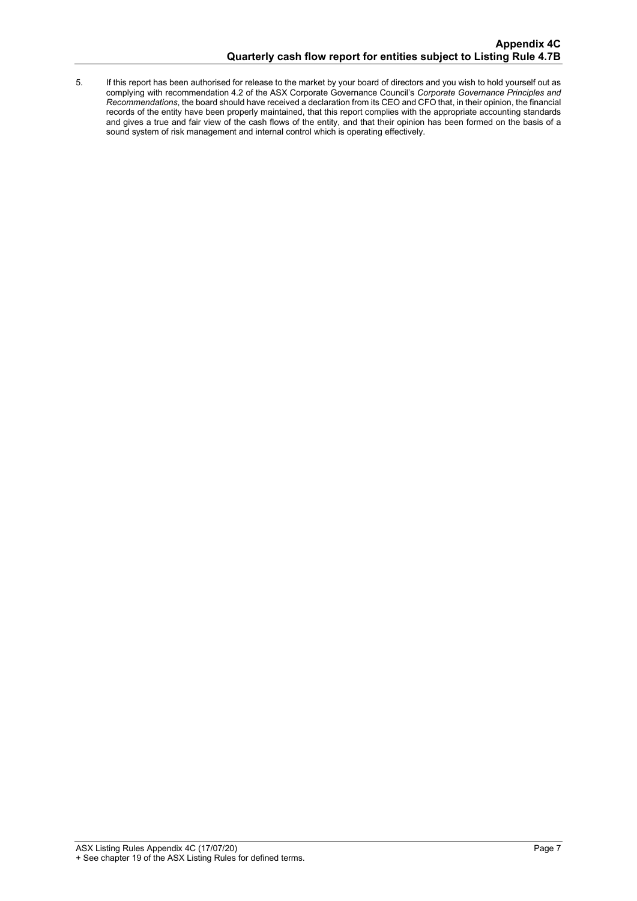5. If this report has been authorised for release to the market by your board of directors and you wish to hold yourself out as complying with recommendation 4.2 of the ASX Corporate Governance Council's *Corporate Governance Principles and Recommendations*, the board should have received a declaration from its CEO and CFO that, in their opinion, the financial records of the entity have been properly maintained, that this report complies with the appropriate accounting standards and gives a true and fair view of the cash flows of the entity, and that their opinion has been formed on the basis of a sound system of risk management and internal control which is operating effectively.